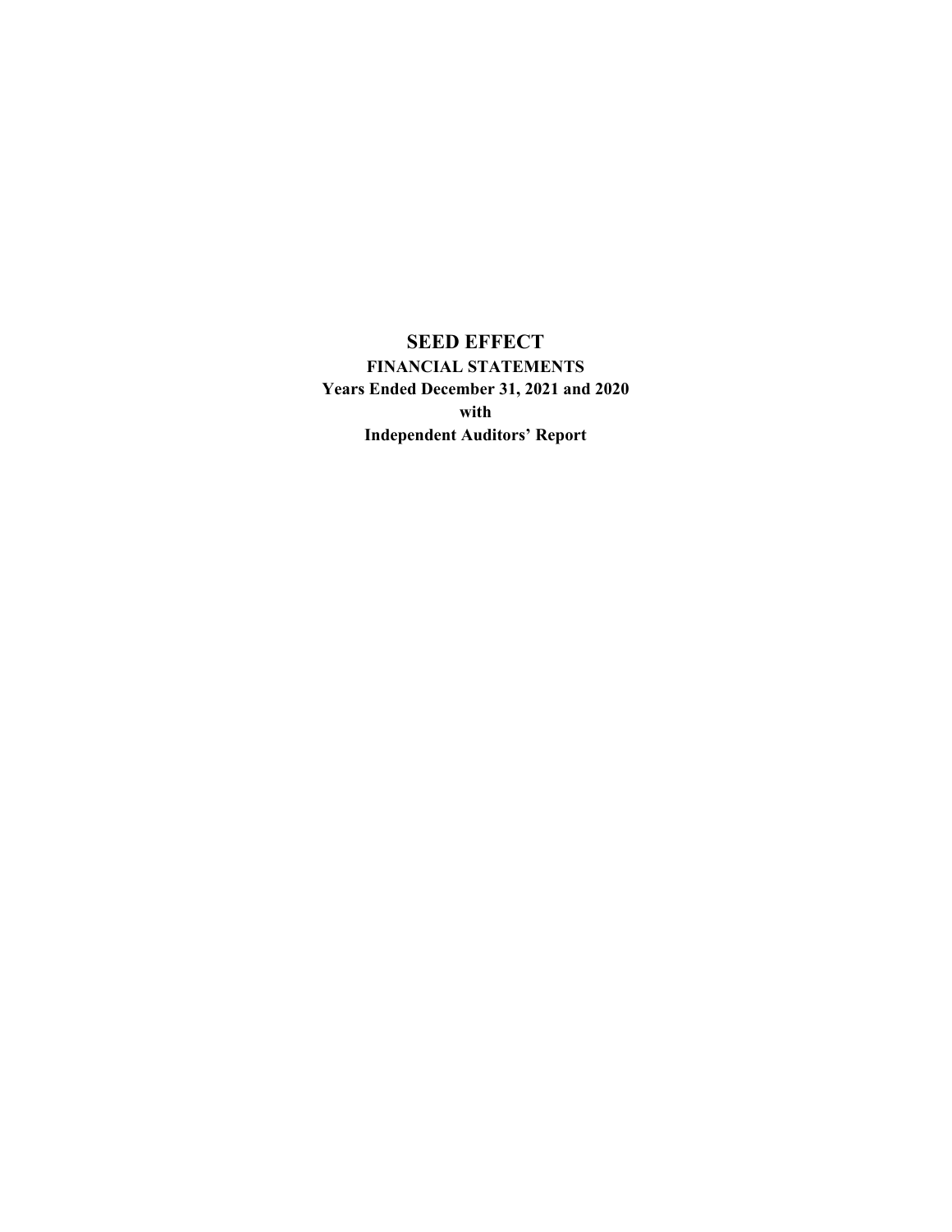# SEED EFFECT

**FINANCIAL STATEMENTS**

**Years Ended December 31, 2021 and 2020**

**with**

**Independent Auditors' Report**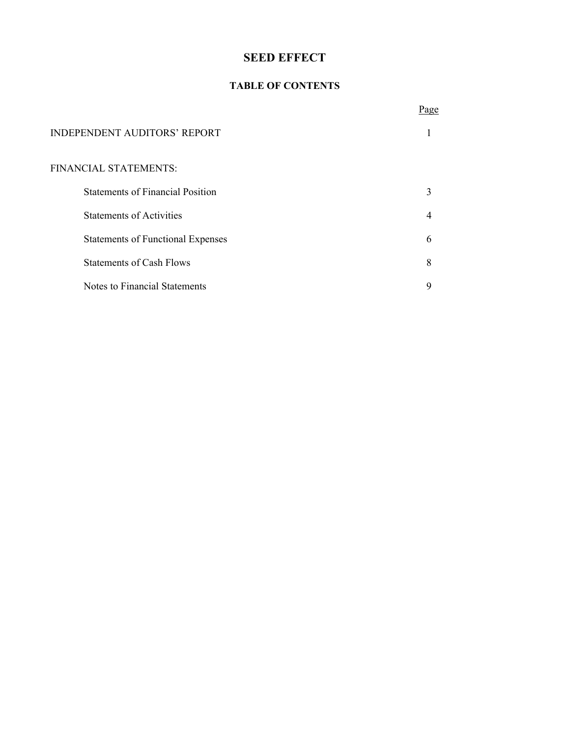# SEED EFFECT

## TABLE OF CONTENTS

| | Page |
|---|---|
| INDEPENDENT AUDITORS' REPORT | 1 |
| FINANCIAL STATEMENTS: | |
| Statements of Financial Position | 3 |
| Statements of Activities | 4 |
| Statements of Functional Expenses | 6 |
| Statements of Cash Flows | 8 |
| Notes to Financial Statements | 9 |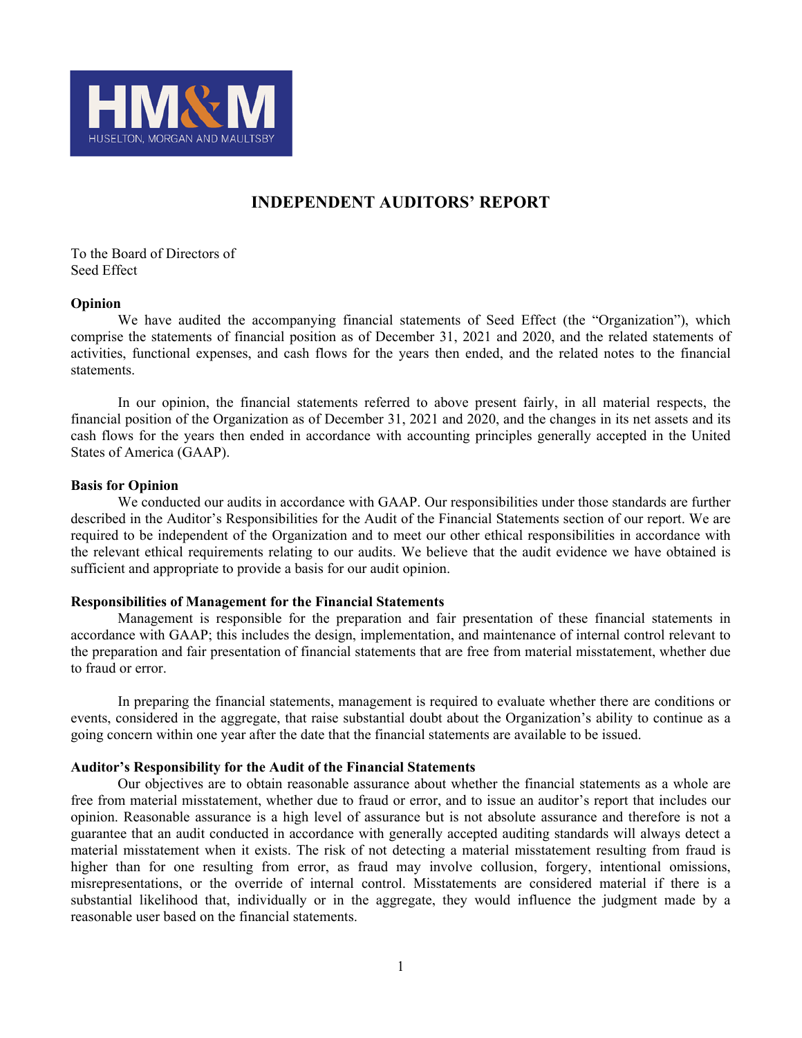HM&M

HUSELTON, MORGAN AND MAULTSBY

# INDEPENDENT AUDITORS' REPORT

To the Board of Directors of
Seed Effect

**Opinion**

We have audited the accompanying financial statements of Seed Effect (the "Organization"), which comprise the statements of financial position as of December 31, 2021 and 2020, and the related statements of activities, functional expenses, and cash flows for the years then ended, and the related notes to the financial statements.

In our opinion, the financial statements referred to above present fairly, in all material respects, the financial position of the Organization as of December 31, 2021 and 2020, and the changes in its net assets and its cash flows for the years then ended in accordance with accounting principles generally accepted in the United States of America (GAAP).

**Basis for Opinion**

We conducted our audits in accordance with GAAP. Our responsibilities under those standards are further described in the Auditor's Responsibilities for the Audit of the Financial Statements section of our report. We are required to be independent of the Organization and to meet our other ethical responsibilities in accordance with the relevant ethical requirements relating to our audits. We believe that the audit evidence we have obtained is sufficient and appropriate to provide a basis for our audit opinion.

**Responsibilities of Management for the Financial Statements**

Management is responsible for the preparation and fair presentation of these financial statements in accordance with GAAP; this includes the design, implementation, and maintenance of internal control relevant to the preparation and fair presentation of financial statements that are free from material misstatement, whether due to fraud or error.

In preparing the financial statements, management is required to evaluate whether there are conditions or events, considered in the aggregate, that raise substantial doubt about the Organization's ability to continue as a going concern within one year after the date that the financial statements are available to be issued.

**Auditor's Responsibility for the Audit of the Financial Statements**

Our objectives are to obtain reasonable assurance about whether the financial statements as a whole are free from material misstatement, whether due to fraud or error, and to issue an auditor's report that includes our opinion. Reasonable assurance is a high level of assurance but is not absolute assurance and therefore is not a guarantee that an audit conducted in accordance with generally accepted auditing standards will always detect a material misstatement when it exists. The risk of not detecting a material misstatement resulting from fraud is higher than for one resulting from error, as fraud may involve collusion, forgery, intentional omissions, misrepresentations, or the override of internal control. Misstatements are considered material if there is a substantial likelihood that, individually or in the aggregate, they would influence the judgment made by a reasonable user based on the financial statements.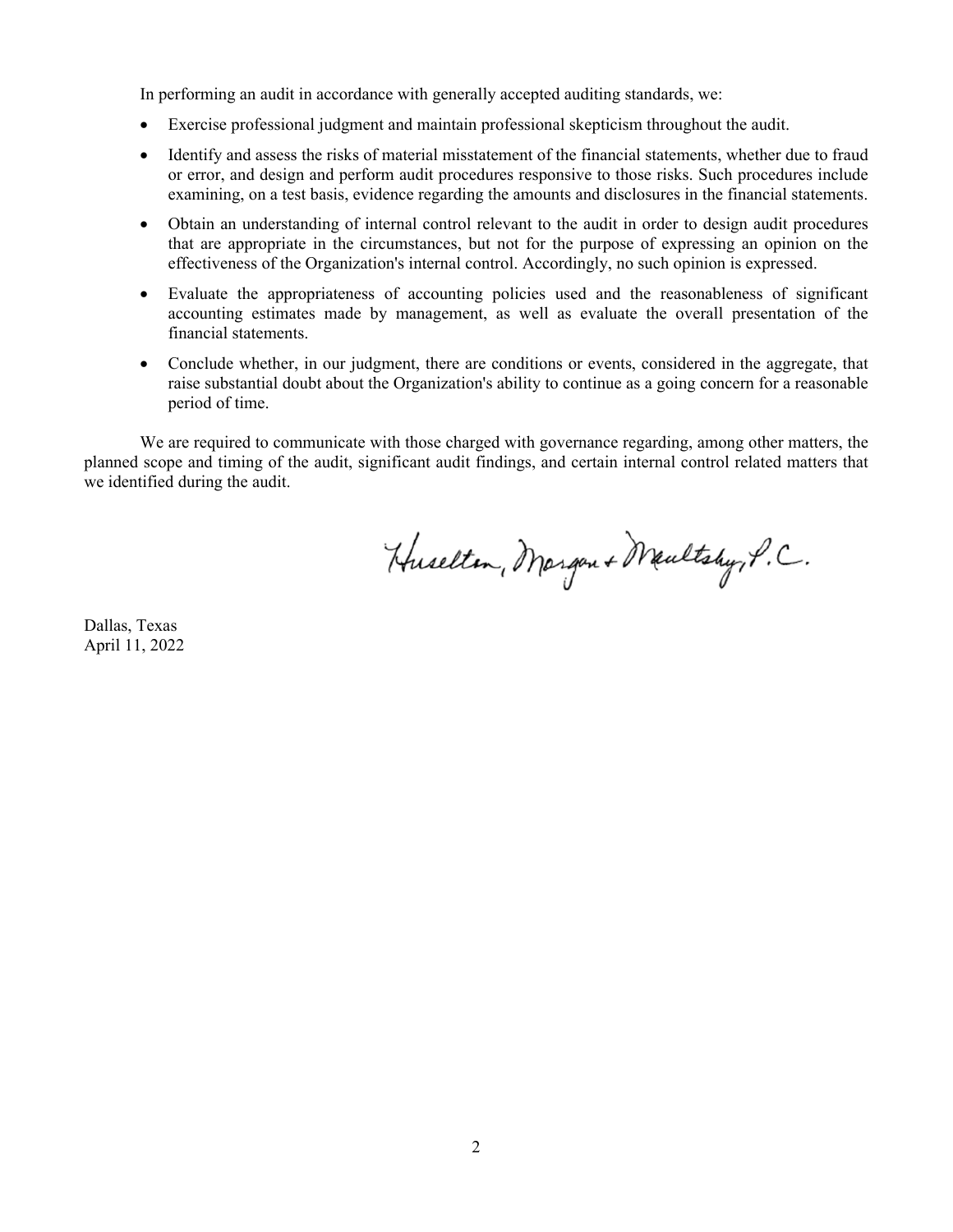In performing an audit in accordance with generally accepted auditing standards, we:

- Exercise professional judgment and maintain professional skepticism throughout the audit.
- Identify and assess the risks of material misstatement of the financial statements, whether due to fraud or error, and design and perform audit procedures responsive to those risks. Such procedures include examining, on a test basis, evidence regarding the amounts and disclosures in the financial statements.
- Obtain an understanding of internal control relevant to the audit in order to design audit procedures that are appropriate in the circumstances, but not for the purpose of expressing an opinion on the effectiveness of the Organization's internal control. Accordingly, no such opinion is expressed.
- Evaluate the appropriateness of accounting policies used and the reasonableness of significant accounting estimates made by management, as well as evaluate the overall presentation of the financial statements.
- Conclude whether, in our judgment, there are conditions or events, considered in the aggregate, that raise substantial doubt about the Organization's ability to continue as a going concern for a reasonable period of time.

We are required to communicate with those charged with governance regarding, among other matters, the planned scope and timing of the audit, significant audit findings, and certain internal control related matters that we identified during the audit.

Huselton, Morgan + Maultsby, P.C.

Dallas, Texas
April 11, 2022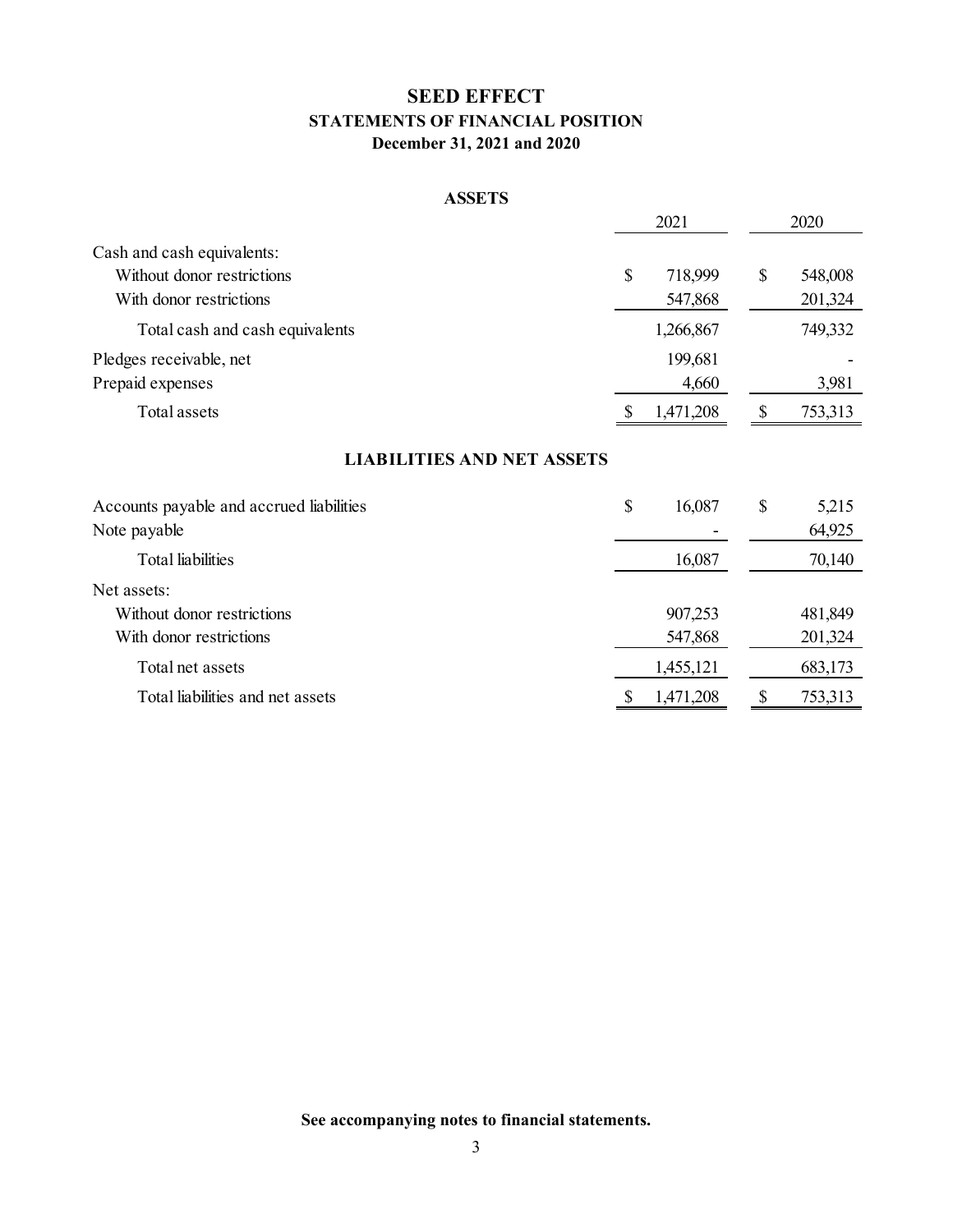# SEED EFFECT

## STATEMENTS OF FINANCIAL POSITION

### December 31, 2021 and 2020

#### ASSETS

| | 2021 | 2020 |
|---|---|---|
| Cash and cash equivalents: | | |
| Without donor restrictions | $ 718,999 | $ 548,008 |
| With donor restrictions | 547,868 | 201,324 |
| Total cash and cash equivalents | 1,266,867 | 749,332 |
| Pledges receivable, net | 199,681 | - |
| Prepaid expenses | 4,660 | 3,981 |
| Total assets | $ 1,471,208 | $ 753,313 |

#### LIABILITIES AND NET ASSETS

| | 2021 | 2020 |
|---|---|---|
| Accounts payable and accrued liabilities | $ 16,087 | $ 5,215 |
| Note payable | - | 64,925 |
| Total liabilities | 16,087 | 70,140 |
| Net assets: | | |
| Without donor restrictions | 907,253 | 481,849 |
| With donor restrictions | 547,868 | 201,324 |
| Total net assets | 1,455,121 | 683,173 |
| Total liabilities and net assets | $ 1,471,208 | $ 753,313 |

**See accompanying notes to financial statements.**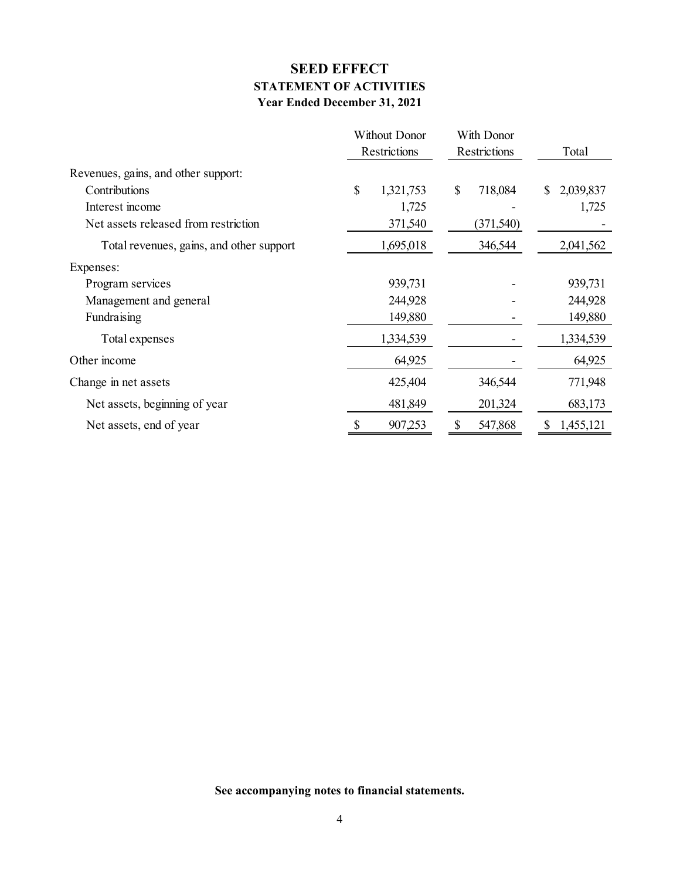# SEED EFFECT

## STATEMENT OF ACTIVITIES

### Year Ended December 31, 2021

| | Without Donor Restrictions | With Donor Restrictions | Total |
|---|---|---|---|
| Revenues, gains, and other support: | | | |
| Contributions | $ 1,321,753 | $ 718,084 | $ 2,039,837 |
| Interest income | 1,725 | - | 1,725 |
| Net assets released from restriction | 371,540 | (371,540) | - |
| Total revenues, gains, and other support | 1,695,018 | 346,544 | 2,041,562 |
| Expenses: | | | |
| Program services | 939,731 | - | 939,731 |
| Management and general | 244,928 | - | 244,928 |
| Fundraising | 149,880 | - | 149,880 |
| Total expenses | 1,334,539 | - | 1,334,539 |
| Other income | 64,925 | - | 64,925 |
| Change in net assets | 425,404 | 346,544 | 771,948 |
| Net assets, beginning of year | 481,849 | 201,324 | 683,173 |
| Net assets, end of year | $ 907,253 | $ 547,868 | $ 1,455,121 |

**See accompanying notes to financial statements.**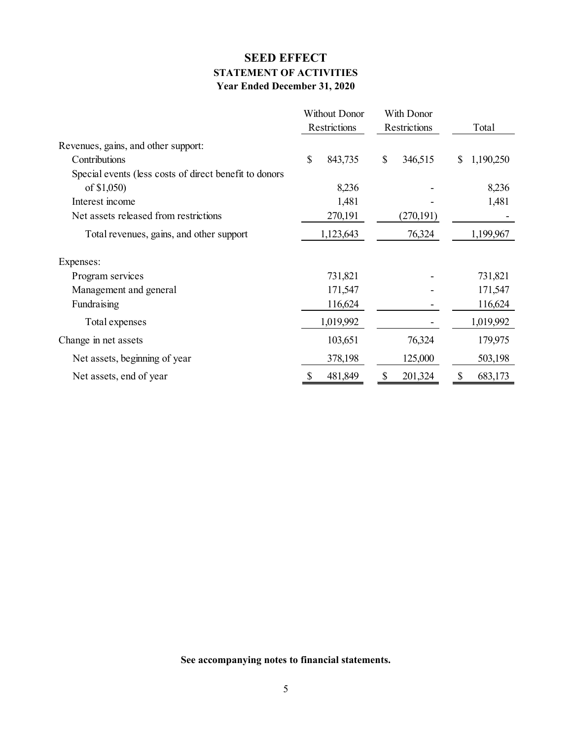# SEED EFFECT

## STATEMENT OF ACTIVITIES

### Year Ended December 31, 2020

| | Without Donor Restrictions | With Donor Restrictions | Total |
|---|---|---|---|
| Revenues, gains, and other support: | | | |
| Contributions | $ 843,735 | $ 346,515 | $ 1,190,250 |
| Special events (less costs of direct benefit to donors of $1,050) | 8,236 | - | 8,236 |
| Interest income | 1,481 | - | 1,481 |
| Net assets released from restrictions | 270,191 | (270,191) | - |
| Total revenues, gains, and other support | 1,123,643 | 76,324 | 1,199,967 |
| Expenses: | | | |
| Program services | 731,821 | - | 731,821 |
| Management and general | 171,547 | - | 171,547 |
| Fundraising | 116,624 | - | 116,624 |
| Total expenses | 1,019,992 | - | 1,019,992 |
| Change in net assets | 103,651 | 76,324 | 179,975 |
| Net assets, beginning of year | 378,198 | 125,000 | 503,198 |
| Net assets, end of year | $ 481,849 | $ 201,324 | $ 683,173 |

**See accompanying notes to financial statements.**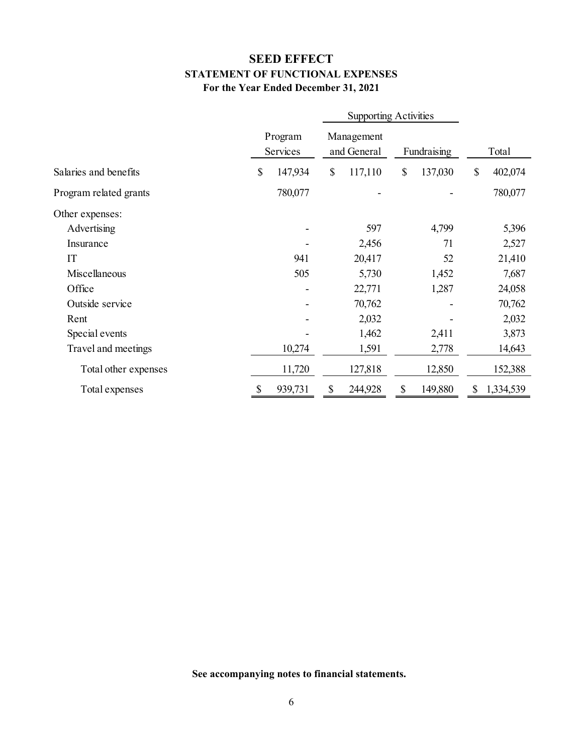# SEED EFFECT

## STATEMENT OF FUNCTIONAL EXPENSES

### For the Year Ended December 31, 2021

| | | Supporting Activities | | |
|---|---|---|---|---|
| | Program Services | Management and General | Fundraising | Total |
| Salaries and benefits | $ 147,934 | $ 117,110 | $ 137,030 | $ 402,074 |
| Program related grants | 780,077 | - | - | 780,077 |
| Other expenses: | | | | |
| Advertising | - | 597 | 4,799 | 5,396 |
| Insurance | - | 2,456 | 71 | 2,527 |
| IT | 941 | 20,417 | 52 | 21,410 |
| Miscellaneous | 505 | 5,730 | 1,452 | 7,687 |
| Office | - | 22,771 | 1,287 | 24,058 |
| Outside service | - | 70,762 | - | 70,762 |
| Rent | - | 2,032 | - | 2,032 |
| Special events | - | 1,462 | 2,411 | 3,873 |
| Travel and meetings | 10,274 | 1,591 | 2,778 | 14,643 |
| Total other expenses | 11,720 | 127,818 | 12,850 | 152,388 |
| Total expenses | $ 939,731 | $ 244,928 | $ 149,880 | $ 1,334,539 |

**See accompanying notes to financial statements.**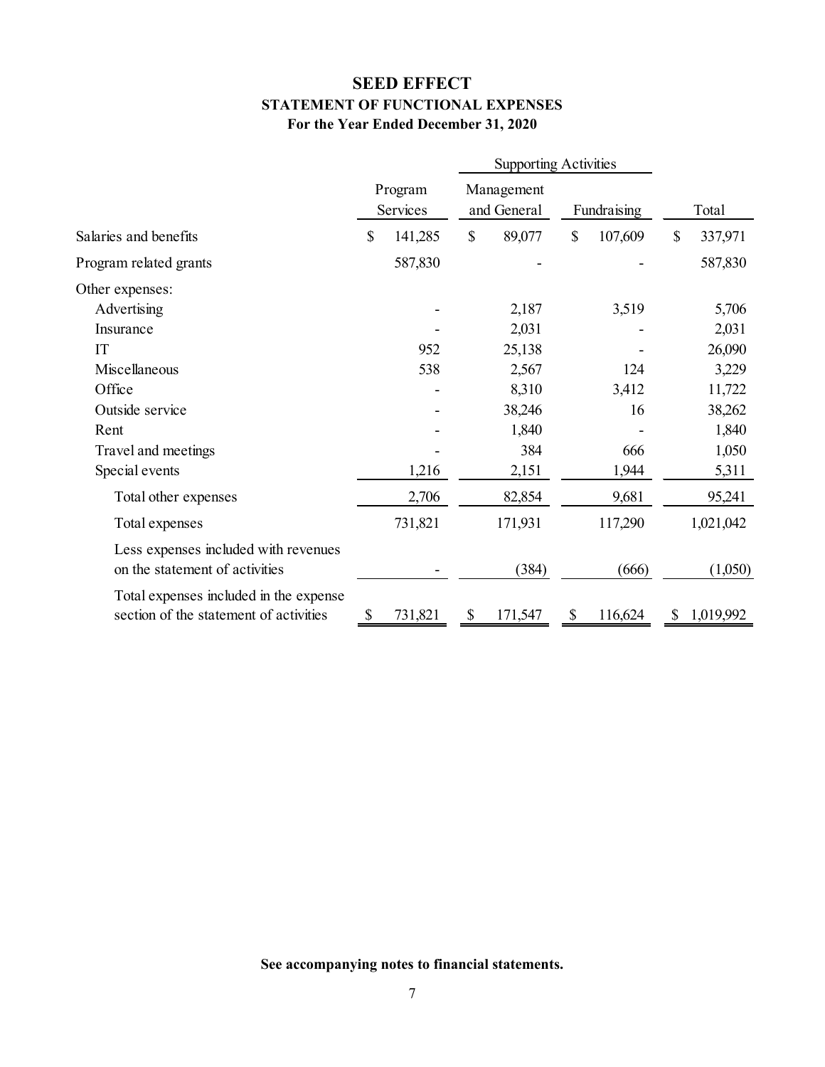# SEED EFFECT

## STATEMENT OF FUNCTIONAL EXPENSES

### For the Year Ended December 31, 2020

| | Program Services | Supporting Activities | | Total |
|---|---|---|---|---|
| | | Management and General | Fundraising | |
| Salaries and benefits | $ 141,285 | $ 89,077 | $ 107,609 | $ 337,971 |
| Program related grants | 587,830 | - | - | 587,830 |
| Other expenses: | | | | |
| Advertising | - | 2,187 | 3,519 | 5,706 |
| Insurance | - | 2,031 | - | 2,031 |
| IT | 952 | 25,138 | - | 26,090 |
| Miscellaneous | 538 | 2,567 | 124 | 3,229 |
| Office | - | 8,310 | 3,412 | 11,722 |
| Outside service | - | 38,246 | 16 | 38,262 |
| Rent | - | 1,840 | - | 1,840 |
| Travel and meetings | - | 384 | 666 | 1,050 |
| Special events | 1,216 | 2,151 | 1,944 | 5,311 |
| Total other expenses | 2,706 | 82,854 | 9,681 | 95,241 |
| Total expenses | 731,821 | 171,931 | 117,290 | 1,021,042 |
| Less expenses included with revenues on the statement of activities | - | (384) | (666) | (1,050) |
| Total expenses included in the expense section of the statement of activities | $ 731,821 | $ 171,547 | $ 116,624 | $ 1,019,992 |

**See accompanying notes to financial statements.**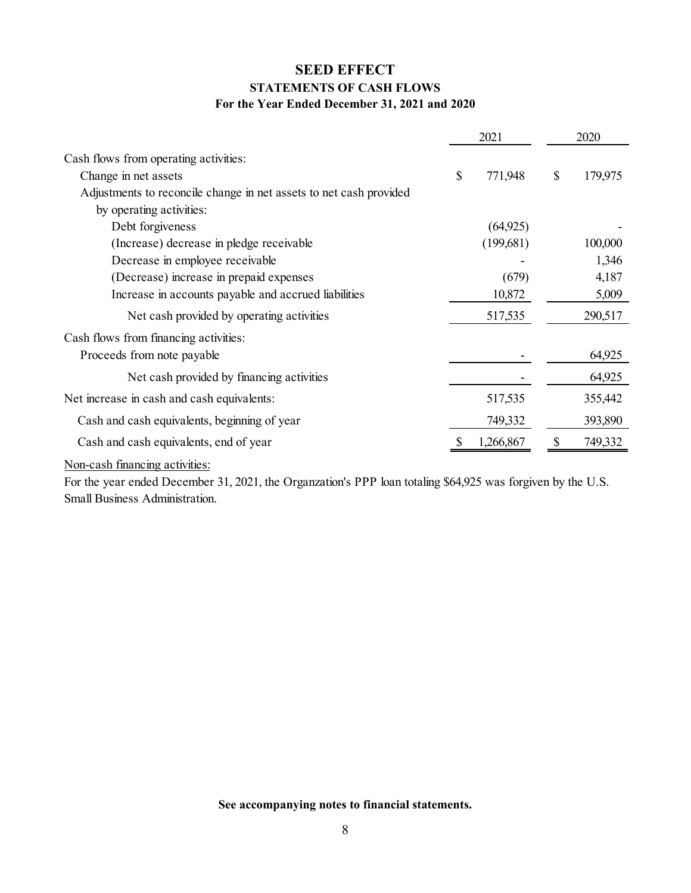# SEED EFFECT

## STATEMENTS OF CASH FLOWS

### For the Year Ended December 31, 2021 and 2020

| | 2021 | 2020 |
|---|---|---|
| Cash flows from operating activities: | | |
| Change in net assets | $ 771,948 | $ 179,975 |
| Adjustments to reconcile change in net assets to net cash provided by operating activities: | | |
| Debt forgiveness | (64,925) | - |
| (Increase) decrease in pledge receivable | (199,681) | 100,000 |
| Decrease in employee receivable | - | 1,346 |
| (Decrease) increase in prepaid expenses | (679) | 4,187 |
| Increase in accounts payable and accrued liabilities | 10,872 | 5,009 |
| Net cash provided by operating activities | 517,535 | 290,517 |
| Cash flows from financing activities: | | |
| Proceeds from note payable | - | 64,925 |
| Net cash provided by financing activities | - | 64,925 |
| Net increase in cash and cash equivalents: | 517,535 | 355,442 |
| Cash and cash equivalents, beginning of year | 749,332 | 393,890 |
| Cash and cash equivalents, end of year | $ 1,266,867 | $ 749,332 |

Non-cash financing activities:

For the year ended December 31, 2021, the Organzation's PPP loan totaling $64,925 was forgiven by the U.S. Small Business Administration.

**See accompanying notes to financial statements.**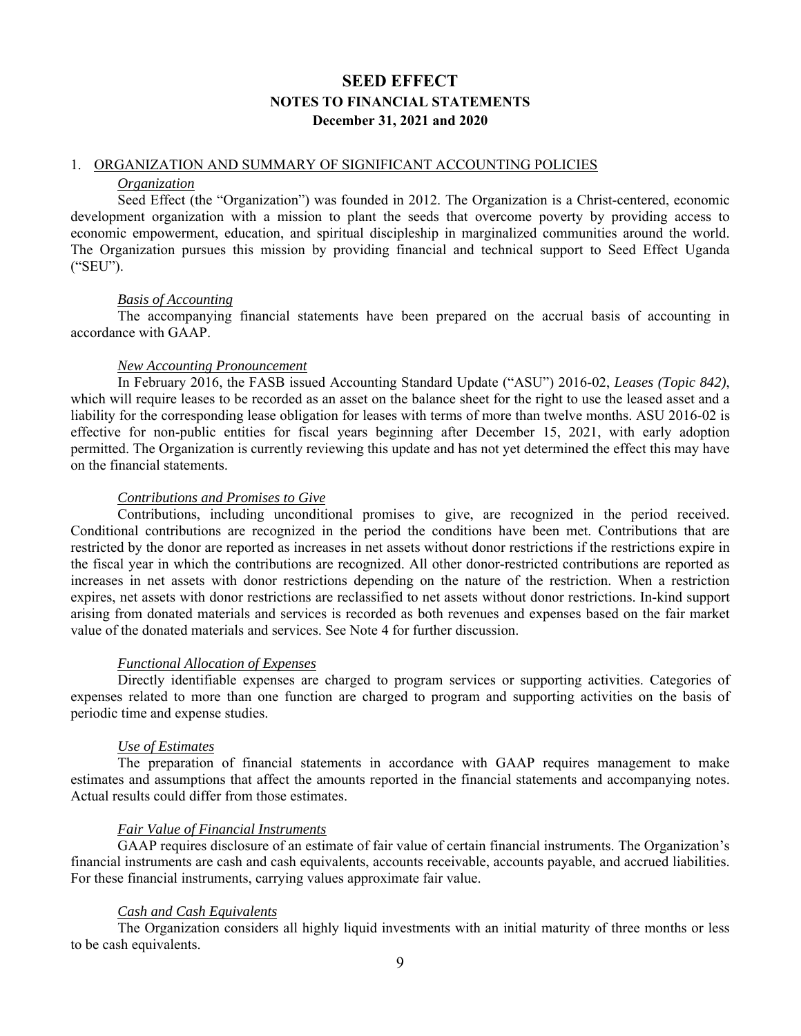# SEED EFFECT

## NOTES TO FINANCIAL STATEMENTS

### December 31, 2021 and 2020

1. ORGANIZATION AND SUMMARY OF SIGNIFICANT ACCOUNTING POLICIES

*Organization*

Seed Effect (the "Organization") was founded in 2012. The Organization is a Christ-centered, economic development organization with a mission to plant the seeds that overcome poverty by providing access to economic empowerment, education, and spiritual discipleship in marginalized communities around the world. The Organization pursues this mission by providing financial and technical support to Seed Effect Uganda ("SEU").

*Basis of Accounting*

The accompanying financial statements have been prepared on the accrual basis of accounting in accordance with GAAP.

*New Accounting Pronouncement*

In February 2016, the FASB issued Accounting Standard Update ("ASU") 2016-02, *Leases (Topic 842)*, which will require leases to be recorded as an asset on the balance sheet for the right to use the leased asset and a liability for the corresponding lease obligation for leases with terms of more than twelve months. ASU 2016-02 is effective for non-public entities for fiscal years beginning after December 15, 2021, with early adoption permitted. The Organization is currently reviewing this update and has not yet determined the effect this may have on the financial statements.

*Contributions and Promises to Give*

Contributions, including unconditional promises to give, are recognized in the period received. Conditional contributions are recognized in the period the conditions have been met. Contributions that are restricted by the donor are reported as increases in net assets without donor restrictions if the restrictions expire in the fiscal year in which the contributions are recognized. All other donor-restricted contributions are reported as increases in net assets with donor restrictions depending on the nature of the restriction. When a restriction expires, net assets with donor restrictions are reclassified to net assets without donor restrictions. In-kind support arising from donated materials and services is recorded as both revenues and expenses based on the fair market value of the donated materials and services. See Note 4 for further discussion.

*Functional Allocation of Expenses*

Directly identifiable expenses are charged to program services or supporting activities. Categories of expenses related to more than one function are charged to program and supporting activities on the basis of periodic time and expense studies.

*Use of Estimates*

The preparation of financial statements in accordance with GAAP requires management to make estimates and assumptions that affect the amounts reported in the financial statements and accompanying notes. Actual results could differ from those estimates.

*Fair Value of Financial Instruments*

GAAP requires disclosure of an estimate of fair value of certain financial instruments. The Organization's financial instruments are cash and cash equivalents, accounts receivable, accounts payable, and accrued liabilities. For these financial instruments, carrying values approximate fair value.

*Cash and Cash Equivalents*

The Organization considers all highly liquid investments with an initial maturity of three months or less to be cash equivalents.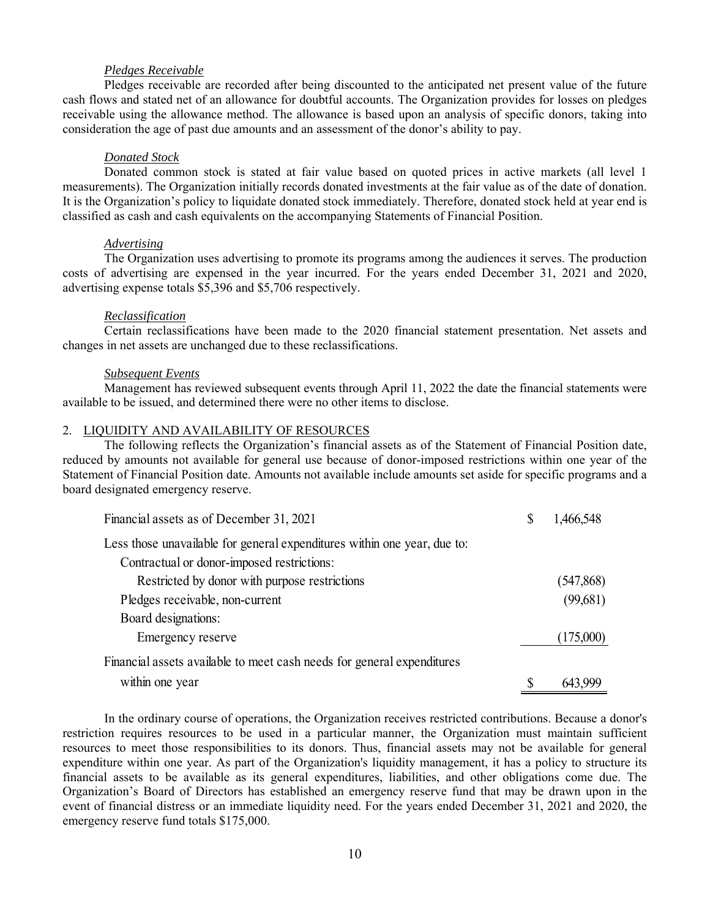*Pledges Receivable*

Pledges receivable are recorded after being discounted to the anticipated net present value of the future cash flows and stated net of an allowance for doubtful accounts. The Organization provides for losses on pledges receivable using the allowance method. The allowance is based upon an analysis of specific donors, taking into consideration the age of past due amounts and an assessment of the donor's ability to pay.

*Donated Stock*

Donated common stock is stated at fair value based on quoted prices in active markets (all level 1 measurements). The Organization initially records donated investments at the fair value as of the date of donation. It is the Organization's policy to liquidate donated stock immediately. Therefore, donated stock held at year end is classified as cash and cash equivalents on the accompanying Statements of Financial Position.

*Advertising*

The Organization uses advertising to promote its programs among the audiences it serves. The production costs of advertising are expensed in the year incurred. For the years ended December 31, 2021 and 2020, advertising expense totals $5,396 and $5,706 respectively.

*Reclassification*

Certain reclassifications have been made to the 2020 financial statement presentation. Net assets and changes in net assets are unchanged due to these reclassifications.

*Subsequent Events*

Management has reviewed subsequent events through April 11, 2022 the date the financial statements were available to be issued, and determined there were no other items to disclose.

## 2. LIQUIDITY AND AVAILABILITY OF RESOURCES

The following reflects the Organization's financial assets as of the Statement of Financial Position date, reduced by amounts not available for general use because of donor-imposed restrictions within one year of the Statement of Financial Position date. Amounts not available include amounts set aside for specific programs and a board designated emergency reserve.

| | |
|---|---|
| Financial assets as of December 31, 2021 | $ 1,466,548 |
| Less those unavailable for general expenditures within one year, due to: | |
| Contractual or donor-imposed restrictions: | |
| Restricted by donor with purpose restrictions | (547,868) |
| Pledges receivable, non-current | (99,681) |
| Board designations: | |
| Emergency reserve | (175,000) |
| Financial assets available to meet cash needs for general expenditures within one year | $ 643,999 |

In the ordinary course of operations, the Organization receives restricted contributions. Because a donor's restriction requires resources to be used in a particular manner, the Organization must maintain sufficient resources to meet those responsibilities to its donors. Thus, financial assets may not be available for general expenditure within one year. As part of the Organization's liquidity management, it has a policy to structure its financial assets to be available as its general expenditures, liabilities, and other obligations come due. The Organization's Board of Directors has established an emergency reserve fund that may be drawn upon in the event of financial distress or an immediate liquidity need. For the years ended December 31, 2021 and 2020, the emergency reserve fund totals $175,000.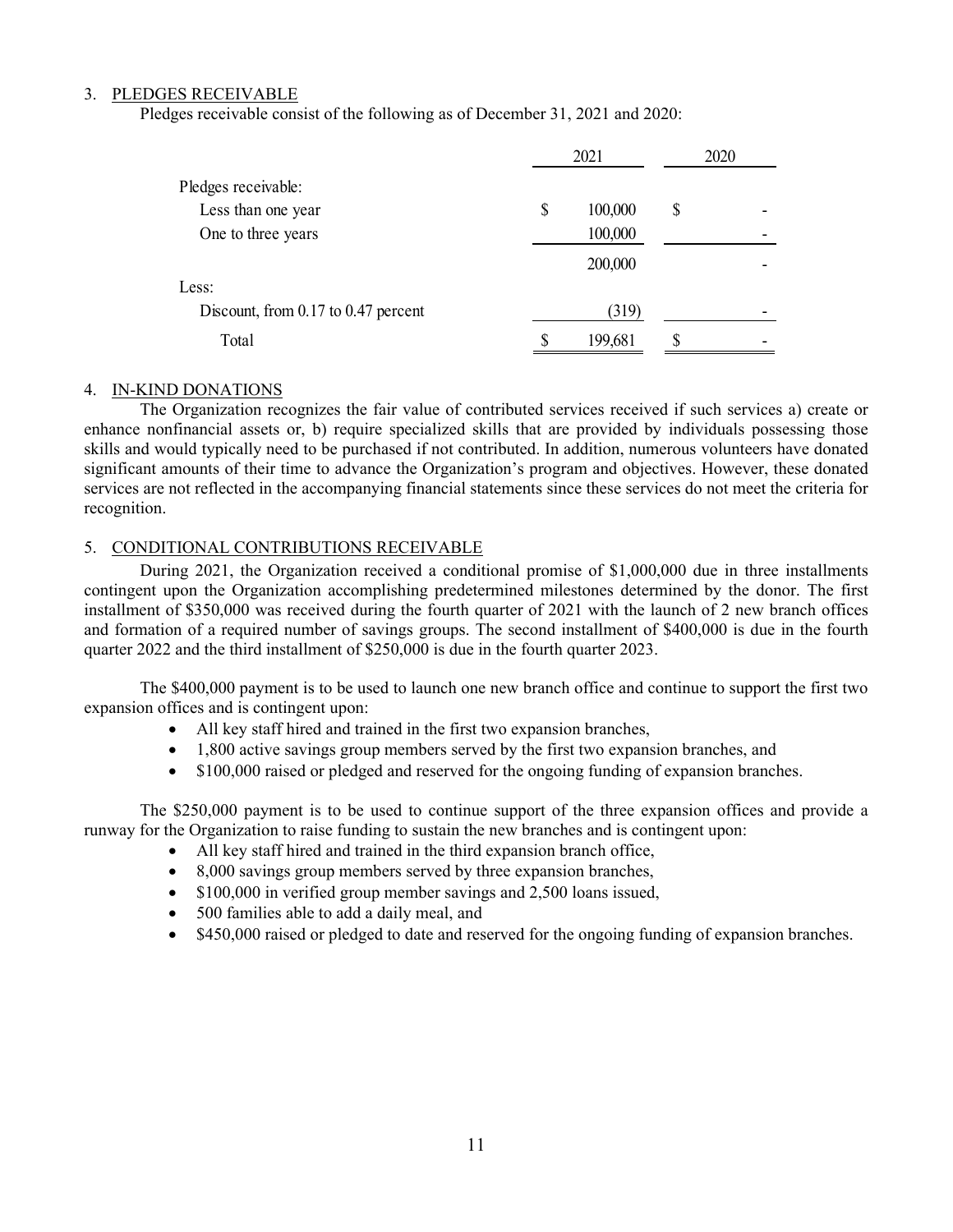3. PLEDGES RECEIVABLE

Pledges receivable consist of the following as of December 31, 2021 and 2020:

| | 2021 | 2020 |
|---|---|---|
| Pledges receivable: | | |
| Less than one year | $ 100,000 | $ - |
| One to three years | 100,000 | - |
| | 200,000 | - |
| Less: | | |
| Discount, from 0.17 to 0.47 percent | (319) | - |
| Total | $ 199,681 | $ - |

4. IN-KIND DONATIONS

The Organization recognizes the fair value of contributed services received if such services a) create or enhance nonfinancial assets or, b) require specialized skills that are provided by individuals possessing those skills and would typically need to be purchased if not contributed. In addition, numerous volunteers have donated significant amounts of their time to advance the Organization's program and objectives. However, these donated services are not reflected in the accompanying financial statements since these services do not meet the criteria for recognition.

5. CONDITIONAL CONTRIBUTIONS RECEIVABLE

During 2021, the Organization received a conditional promise of $1,000,000 due in three installments contingent upon the Organization accomplishing predetermined milestones determined by the donor. The first installment of $350,000 was received during the fourth quarter of 2021 with the launch of 2 new branch offices and formation of a required number of savings groups. The second installment of $400,000 is due in the fourth quarter 2022 and the third installment of $250,000 is due in the fourth quarter 2023.

The $400,000 payment is to be used to launch one new branch office and continue to support the first two expansion offices and is contingent upon:

- All key staff hired and trained in the first two expansion branches,
- 1,800 active savings group members served by the first two expansion branches, and
- $100,000 raised or pledged and reserved for the ongoing funding of expansion branches.

The $250,000 payment is to be used to continue support of the three expansion offices and provide a runway for the Organization to raise funding to sustain the new branches and is contingent upon:

- All key staff hired and trained in the third expansion branch office,
- 8,000 savings group members served by three expansion branches,
- $100,000 in verified group member savings and 2,500 loans issued,
- 500 families able to add a daily meal, and
- $450,000 raised or pledged to date and reserved for the ongoing funding of expansion branches.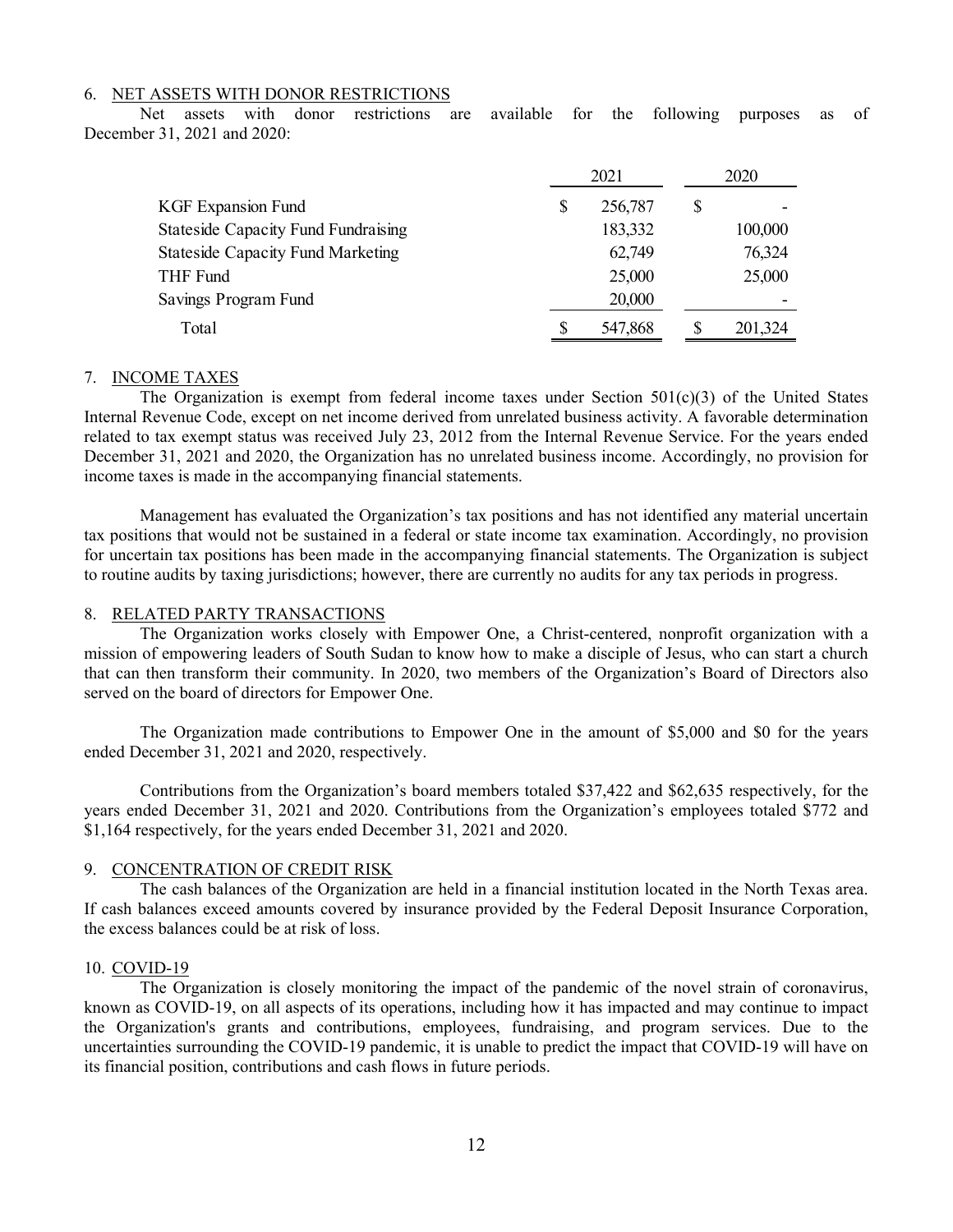## 6. NET ASSETS WITH DONOR RESTRICTIONS

Net assets with donor restrictions are available for the following purposes as of December 31, 2021 and 2020:

| | 2021 | 2020 |
|---|---|---|
| KGF Expansion Fund | $ 256,787 | $ - |
| Stateside Capacity Fund Fundraising | 183,332 | 100,000 |
| Stateside Capacity Fund Marketing | 62,749 | 76,324 |
| THF Fund | 25,000 | 25,000 |
| Savings Program Fund | 20,000 | - |
| Total | $ 547,868 | $ 201,324 |

## 7. INCOME TAXES

The Organization is exempt from federal income taxes under Section 501(c)(3) of the United States Internal Revenue Code, except on net income derived from unrelated business activity. A favorable determination related to tax exempt status was received July 23, 2012 from the Internal Revenue Service. For the years ended December 31, 2021 and 2020, the Organization has no unrelated business income. Accordingly, no provision for income taxes is made in the accompanying financial statements.

Management has evaluated the Organization's tax positions and has not identified any material uncertain tax positions that would not be sustained in a federal or state income tax examination. Accordingly, no provision for uncertain tax positions has been made in the accompanying financial statements. The Organization is subject to routine audits by taxing jurisdictions; however, there are currently no audits for any tax periods in progress.

## 8. RELATED PARTY TRANSACTIONS

The Organization works closely with Empower One, a Christ-centered, nonprofit organization with a mission of empowering leaders of South Sudan to know how to make a disciple of Jesus, who can start a church that can then transform their community. In 2020, two members of the Organization's Board of Directors also served on the board of directors for Empower One.

The Organization made contributions to Empower One in the amount of $5,000 and $0 for the years ended December 31, 2021 and 2020, respectively.

Contributions from the Organization's board members totaled $37,422 and $62,635 respectively, for the years ended December 31, 2021 and 2020. Contributions from the Organization's employees totaled $772 and $1,164 respectively, for the years ended December 31, 2021 and 2020.

## 9. CONCENTRATION OF CREDIT RISK

The cash balances of the Organization are held in a financial institution located in the North Texas area. If cash balances exceed amounts covered by insurance provided by the Federal Deposit Insurance Corporation, the excess balances could be at risk of loss.

## 10. COVID-19

The Organization is closely monitoring the impact of the pandemic of the novel strain of coronavirus, known as COVID-19, on all aspects of its operations, including how it has impacted and may continue to impact the Organization's grants and contributions, employees, fundraising, and program services. Due to the uncertainties surrounding the COVID-19 pandemic, it is unable to predict the impact that COVID-19 will have on its financial position, contributions and cash flows in future periods.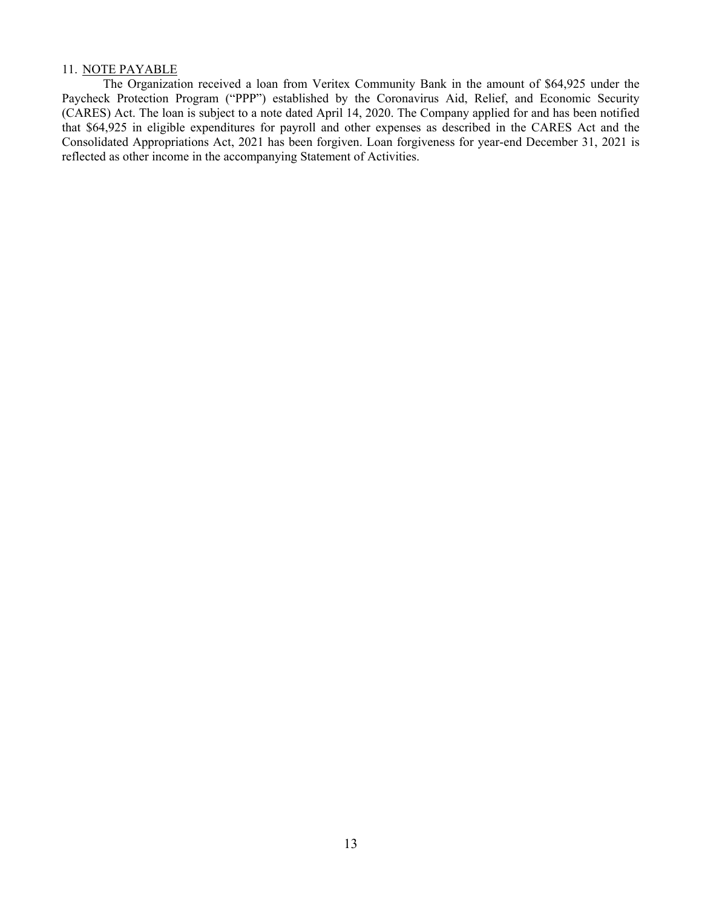11. <u>NOTE PAYABLE</u>

The Organization received a loan from Veritex Community Bank in the amount of $64,925 under the Paycheck Protection Program ("PPP") established by the Coronavirus Aid, Relief, and Economic Security (CARES) Act. The loan is subject to a note dated April 14, 2020. The Company applied for and has been notified that $64,925 in eligible expenditures for payroll and other expenses as described in the CARES Act and the Consolidated Appropriations Act, 2021 has been forgiven. Loan forgiveness for year-end December 31, 2021 is reflected as other income in the accompanying Statement of Activities.